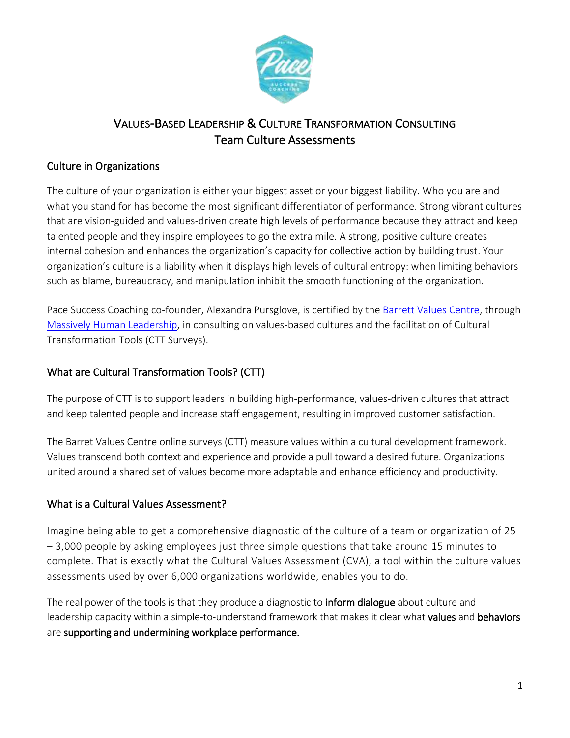# VALUES-BASED LEADERSHIP & CULTURE TRANSFORMATION CONSULTING
## Team Culture Assessments

### Culture in Organizations

The culture of your organization is either your biggest asset or your biggest liability. Who you are and what you stand for has become the most significant differentiator of performance. Strong vibrant cultures that are vision-guided and values-driven create high levels of performance because they attract and keep talented people and they inspire employees to go the extra mile. A strong, positive culture creates internal cohesion and enhances the organization's capacity for collective action by building trust. Your organization's culture is a liability when it displays high levels of cultural entropy: when limiting behaviors such as blame, bureaucracy, and manipulation inhibit the smooth functioning of the organization.

Pace Success Coaching co-founder, Alexandra Pursglove, is certified by the Barrett Values Centre, through Massively Human Leadership, in consulting on values-based cultures and the facilitation of Cultural Transformation Tools (CTT Surveys).

### What are Cultural Transformation Tools? (CTT)

The purpose of CTT is to support leaders in building high-performance, values-driven cultures that attract and keep talented people and increase staff engagement, resulting in improved customer satisfaction.

The Barret Values Centre online surveys (CTT) measure values within a cultural development framework. Values transcend both context and experience and provide a pull toward a desired future. Organizations united around a shared set of values become more adaptable and enhance efficiency and productivity.

### What is a Cultural Values Assessment?

Imagine being able to get a comprehensive diagnostic of the culture of a team or organization of 25 – 3,000 people by asking employees just three simple questions that take around 15 minutes to complete. That is exactly what the Cultural Values Assessment (CVA), a tool within the culture values assessments used by over 6,000 organizations worldwide, enables you to do.

The real power of the tools is that they produce a diagnostic to **inform dialogue** about culture and leadership capacity within a simple-to-understand framework that makes it clear what **values** and **behaviors** are **supporting and undermining workplace performance.**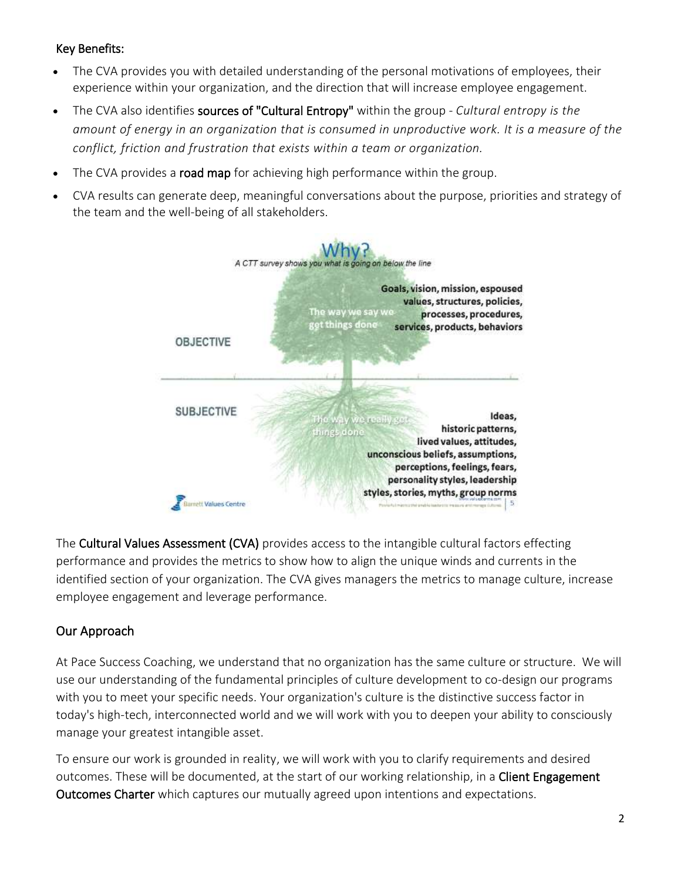## Key Benefits:

- The CVA provides you with detailed understanding of the personal motivations of employees, their experience within your organization, and the direction that will increase employee engagement.
- The CVA also identifies **sources of "Cultural Entropy"** within the group - *Cultural entropy is the amount of energy in an organization that is consumed in unproductive work. It is a measure of the conflict, friction and frustration that exists within a team or organization.*
- The CVA provides a **road map** for achieving high performance within the group.
- CVA results can generate deep, meaningful conversations about the purpose, priorities and strategy of the team and the well-being of all stakeholders.

**Why?**

*A CTT survey shows you what is going on below the line*

OBJECTIVE

The way we say we get things done

**Goals, vision, mission, espoused values, structures, policies, processes, procedures, services, products, behaviors**

SUBJECTIVE

The way we really get things done

**Ideas, historic patterns, lived values, attitudes, unconscious beliefs, assumptions, perceptions, feelings, fears, personality styles, leadership styles, stories, myths, group norms**

Barrett Values Centre

The **Cultural Values Assessment (CVA)** provides access to the intangible cultural factors effecting performance and provides the metrics to show how to align the unique winds and currents in the identified section of your organization. The CVA gives managers the metrics to manage culture, increase employee engagement and leverage performance.

## Our Approach

At Pace Success Coaching, we understand that no organization has the same culture or structure. We will use our understanding of the fundamental principles of culture development to co-design our programs with you to meet your specific needs. Your organization's culture is the distinctive success factor in today's high-tech, interconnected world and we will work with you to deepen your ability to consciously manage your greatest intangible asset.

To ensure our work is grounded in reality, we will work with you to clarify requirements and desired outcomes. These will be documented, at the start of our working relationship, in a **Client Engagement Outcomes Charter** which captures our mutually agreed upon intentions and expectations.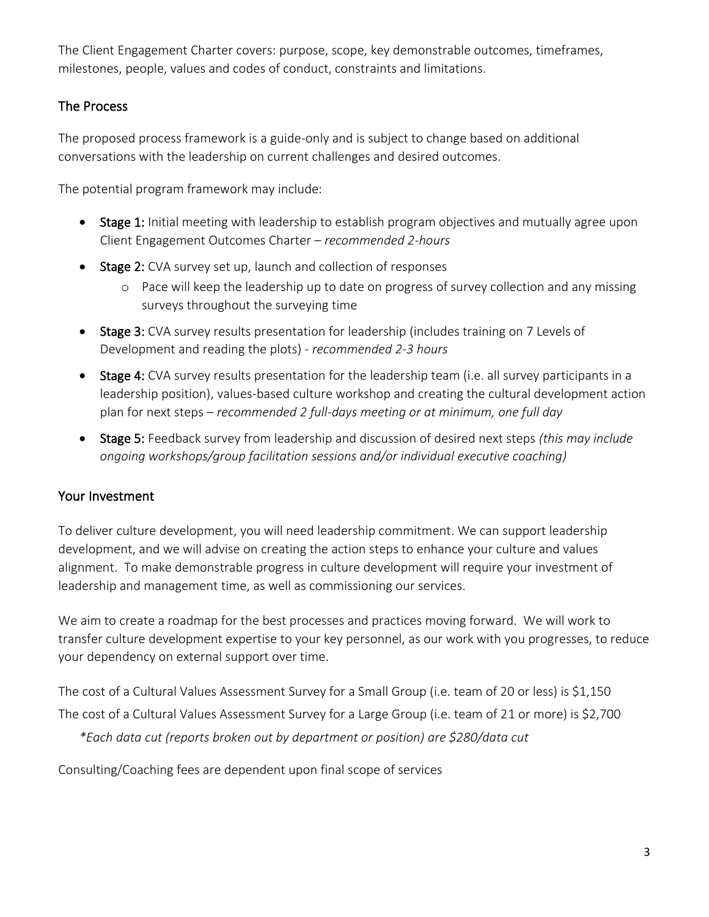The Client Engagement Charter covers: purpose, scope, key demonstrable outcomes, timeframes, milestones, people, values and codes of conduct, constraints and limitations.

## The Process

The proposed process framework is a guide-only and is subject to change based on additional conversations with the leadership on current challenges and desired outcomes.

The potential program framework may include:

- **Stage 1:** Initial meeting with leadership to establish program objectives and mutually agree upon Client Engagement Outcomes Charter – *recommended 2-hours*
- **Stage 2:** CVA survey set up, launch and collection of responses
  - Pace will keep the leadership up to date on progress of survey collection and any missing surveys throughout the surveying time
- **Stage 3:** CVA survey results presentation for leadership (includes training on 7 Levels of Development and reading the plots) - *recommended 2-3 hours*
- **Stage 4:** CVA survey results presentation for the leadership team (i.e. all survey participants in a leadership position), values-based culture workshop and creating the cultural development action plan for next steps – *recommended 2 full-days meeting or at minimum, one full day*
- **Stage 5:** Feedback survey from leadership and discussion of desired next steps *(this may include ongoing workshops/group facilitation sessions and/or individual executive coaching)*

## Your Investment

To deliver culture development, you will need leadership commitment. We can support leadership development, and we will advise on creating the action steps to enhance your culture and values alignment. To make demonstrable progress in culture development will require your investment of leadership and management time, as well as commissioning our services.

We aim to create a roadmap for the best processes and practices moving forward. We will work to transfer culture development expertise to your key personnel, as our work with you progresses, to reduce your dependency on external support over time.

The cost of a Cultural Values Assessment Survey for a Small Group (i.e. team of 20 or less) is $1,150

The cost of a Cultural Values Assessment Survey for a Large Group (i.e. team of 21 or more) is $2,700

*\*Each data cut (reports broken out by department or position) are $280/data cut*

Consulting/Coaching fees are dependent upon final scope of services